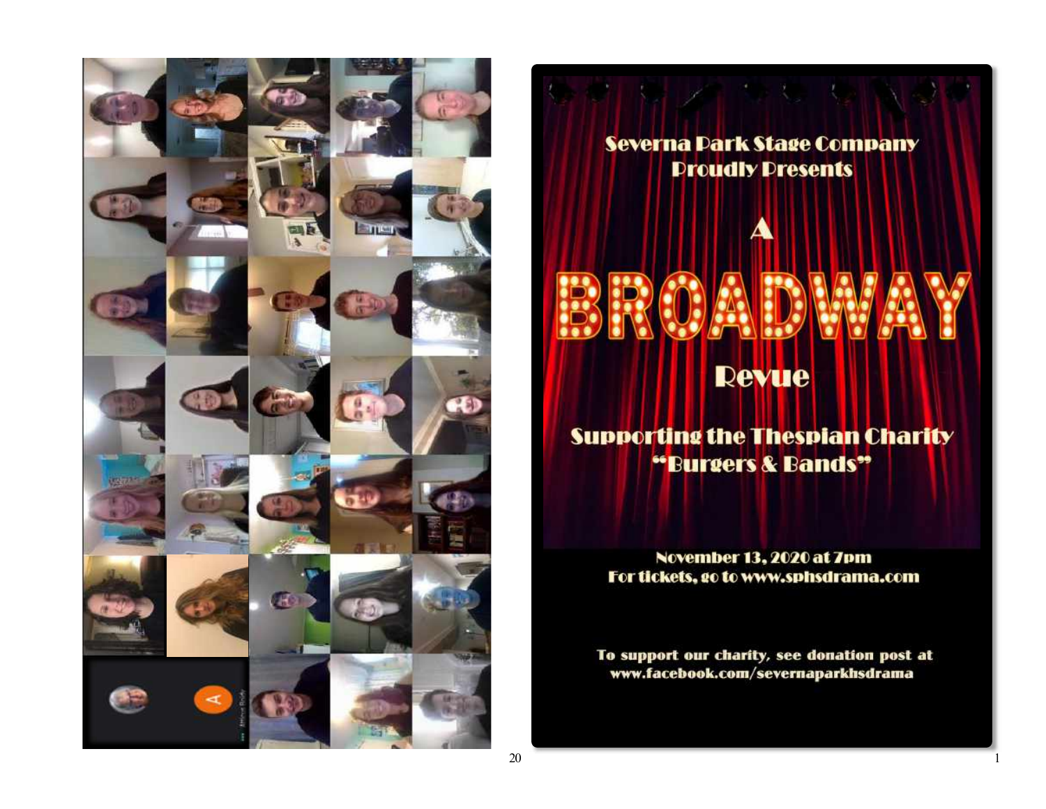Severna Park Stage Company
Proudly Presents

# A BROADWAY Revue

Supporting the Thespian Charity
"Burgers & Bands"

November 13, 2020 at 7pm
For tickets, go to www.sphsdrama.com

To support our charity, see donation post at
www.facebook.com/severnaparkhsdrama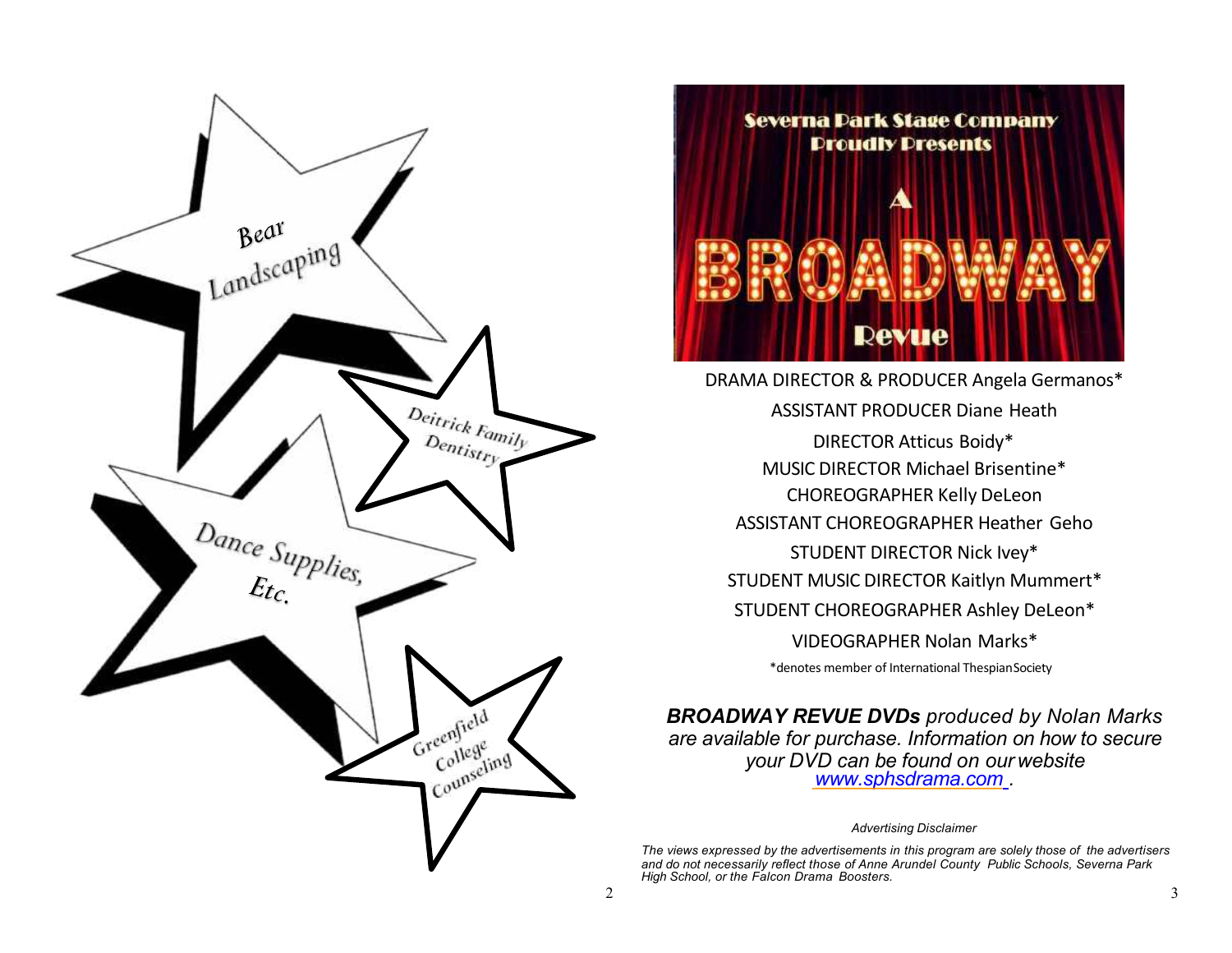Bear Landscaping

Deitrick Family Dentistry

Dance Supplies, Etc.

Greenfield College Counseling

Severna Park Stage Company Proudly Presents

# A BROADWAY Revue

DRAMA DIRECTOR & PRODUCER Angela Germanos*

ASSISTANT PRODUCER Diane Heath

DIRECTOR Atticus Boidy*

MUSIC DIRECTOR Michael Brisentine*

CHOREOGRAPHER Kelly DeLeon

ASSISTANT CHOREOGRAPHER Heather Geho

STUDENT DIRECTOR Nick Ivey*

STUDENT MUSIC DIRECTOR Kaitlyn Mummert*

STUDENT CHOREOGRAPHER Ashley DeLeon*

VIDEOGRAPHER Nolan Marks*

*denotes member of International Thespian Society

***BROADWAY REVUE DVDs*** *produced by Nolan Marks are available for purchase. Information on how to secure your DVD can be found on our website [www.sphsdrama.com](http://www.sphsdrama.com) .*

*Advertising Disclaimer*

*The views expressed by the advertisements in this program are solely those of the advertisers and do not necessarily reflect those of Anne Arundel County Public Schools, Severna Park High School, or the Falcon Drama Boosters.*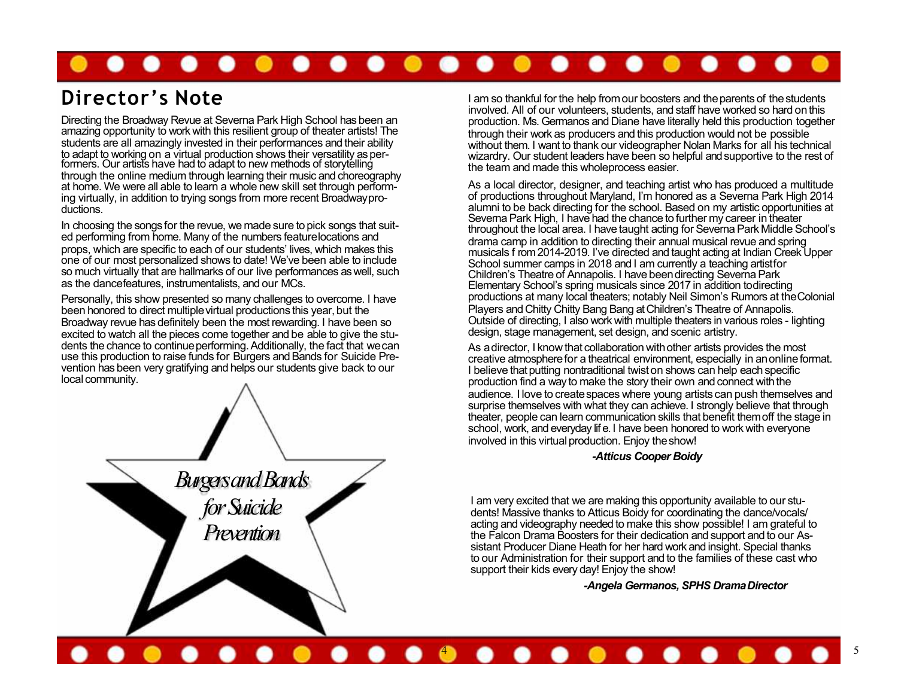## Director's Note

Directing the Broadway Revue at Severna Park High School has been an amazing opportunity to work with this resilient group of theater artists! The students are all amazingly invested in their performances and their ability to adapt to working on a virtual production shows their versatility as performers. Our artists have had to adapt to new methods of storytelling through the online medium through learning their music and choreography at home. We were all able to learn a whole new skill set through performing virtually, in addition to trying songs from more recent Broadway productions.

In choosing the songs for the revue, we made sure to pick songs that suited performing from home. Many of the numbers feature locations and props, which are specific to each of our students' lives, which makes this one of our most personalized shows to date! We've been able to include so much virtually that are hallmarks of our live performances as well, such as the dance features, instrumentalists, and our MCs.

Personally, this show presented so many challenges to overcome. I have been honored to direct multiple virtual productions this year, but the Broadway revue has definitely been the most rewarding. I have been so excited to watch all the pieces come together and be able to give the students the chance to continue performing. Additionally, the fact that we can use this production to raise funds for Burgers and Bands for Suicide Prevention has been very gratifying and helps our students give back to our local community.

*Burgers and Bands for Suicide Prevention*

I am so thankful for the help from our boosters and the parents of the students involved. All of our volunteers, students, and staff have worked so hard on this production. Ms. Germanos and Diane have literally held this production together through their work as producers and this production would not be possible without them. I want to thank our videographer Nolan Marks for all his technical wizardry. Our student leaders have been so helpful and supportive to the rest of the team and made this whole process easier.

As a local director, designer, and teaching artist who has produced a multitude of productions throughout Maryland, I'm honored as a Severna Park High 2014 alumni to be back directing for the school. Based on my artistic opportunities at Severna Park High, I have had the chance to further my career in theater throughout the local area. I have taught acting for Severna Park Middle School's drama camp in addition to directing their annual musical revue and spring musicals from 2014-2019. I've directed and taught acting at Indian Creek Upper School summer camps in 2018 and I am currently a teaching artist for Children's Theatre of Annapolis. I have been directing Severna Park Elementary School's spring musicals since 2017 in addition to directing productions at many local theaters; notably Neil Simon's Rumors at the Colonial Players and Chitty Chitty Bang Bang at Children's Theatre of Annapolis. Outside of directing, I also work with multiple theaters in various roles - lighting design, stage management, set design, and scenic artistry.

As a director, I know that collaboration with other artists provides the most creative atmosphere for a theatrical environment, especially in an online format. I believe that putting nontraditional twist on shows can help each specific production find a way to make the story their own and connect with the audience. I love to create spaces where young artists can push themselves and surprise themselves with what they can achieve. I strongly believe that through theater, people can learn communication skills that benefit them off the stage in school, work, and everyday life. I have been honored to work with everyone involved in this virtual production. Enjoy the show!

***-Atticus Cooper Boidy***

I am very excited that we are making this opportunity available to our students! Massive thanks to Atticus Boidy for coordinating the dance/vocals/acting and videography needed to make this show possible! I am grateful to the Falcon Drama Boosters for their dedication and support and to our Assistant Producer Diane Heath for her hard work and insight. Special thanks to our Administration for their support and to the families of these cast who support their kids every day! Enjoy the show!

***-Angela Germanos, SPHS Drama Director***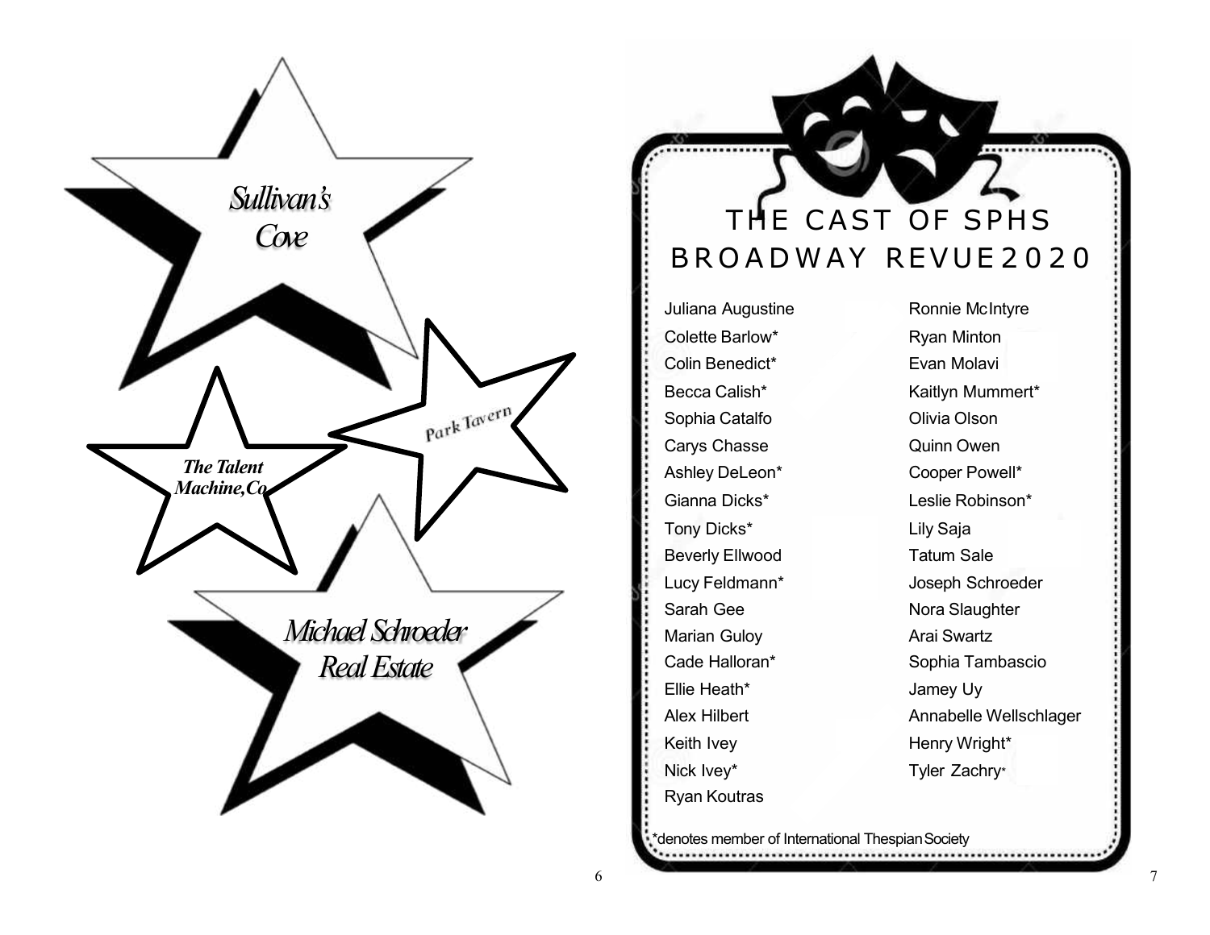Sullivan's Cove

Park Tavern

***The Talent Machine, Co***

Michael Schroeder Real Estate

# THE CAST OF SPHS BROADWAY REVUE 2020

- Juliana Augustine
- Colette Barlow*
- Colin Benedict*
- Becca Calish*
- Sophia Catalfo
- Carys Chasse
- Ashley DeLeon*
- Gianna Dicks*
- Tony Dicks*
- Beverly Ellwood
- Lucy Feldmann*
- Sarah Gee
- Marian Guloy
- Cade Halloran*
- Ellie Heath*
- Alex Hilbert
- Keith Ivey
- Nick Ivey*
- Ryan Koutras
- Ronnie McIntyre
- Ryan Minton
- Evan Molavi
- Kaitlyn Mummert*
- Olivia Olson
- Quinn Owen
- Cooper Powell*
- Leslie Robinson*
- Lily Saja
- Tatum Sale
- Joseph Schroeder
- Nora Slaughter
- Arai Swartz
- Sophia Tambascio
- Jamey Uy
- Annabelle Wellschlager
- Henry Wright*
- Tyler Zachry*

*denotes member of International Thespian Society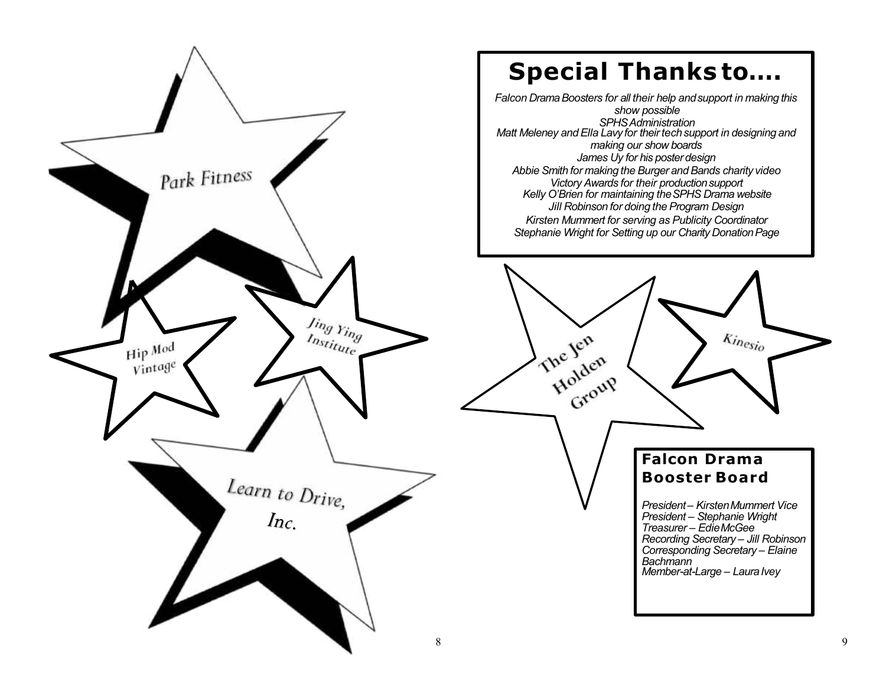Park Fitness

Hip Mod Vintage

Jing Ying Institute

Learn to Drive, Inc.

# Special Thanks to....

*Falcon Drama Boosters for all their help and support in making this show possible*
*SPHS Administration*
*Matt Meleney and Ella Lavy for their tech support in designing and making our show boards*
*James Uy for his poster design*
*Abbie Smith for making the Burger and Bands charity video*
*Victory Awards for their production support*
*Kelly O'Brien for maintaining the SPHS Drama website*
*Jill Robinson for doing the Program Design*
*Kirsten Mummert for serving as Publicity Coordinator*
*Stephanie Wright for Setting up our Charity Donation Page*

The Jen Holden Group

Kinesio

## Falcon Drama Booster Board

*President – Kirsten Mummert*
*Vice President – Stephanie Wright*
*Treasurer – Edie McGee*
*Recording Secretary – Jill Robinson*
*Corresponding Secretary – Elaine Bachmann*
*Member-at-Large – Laura Ivey*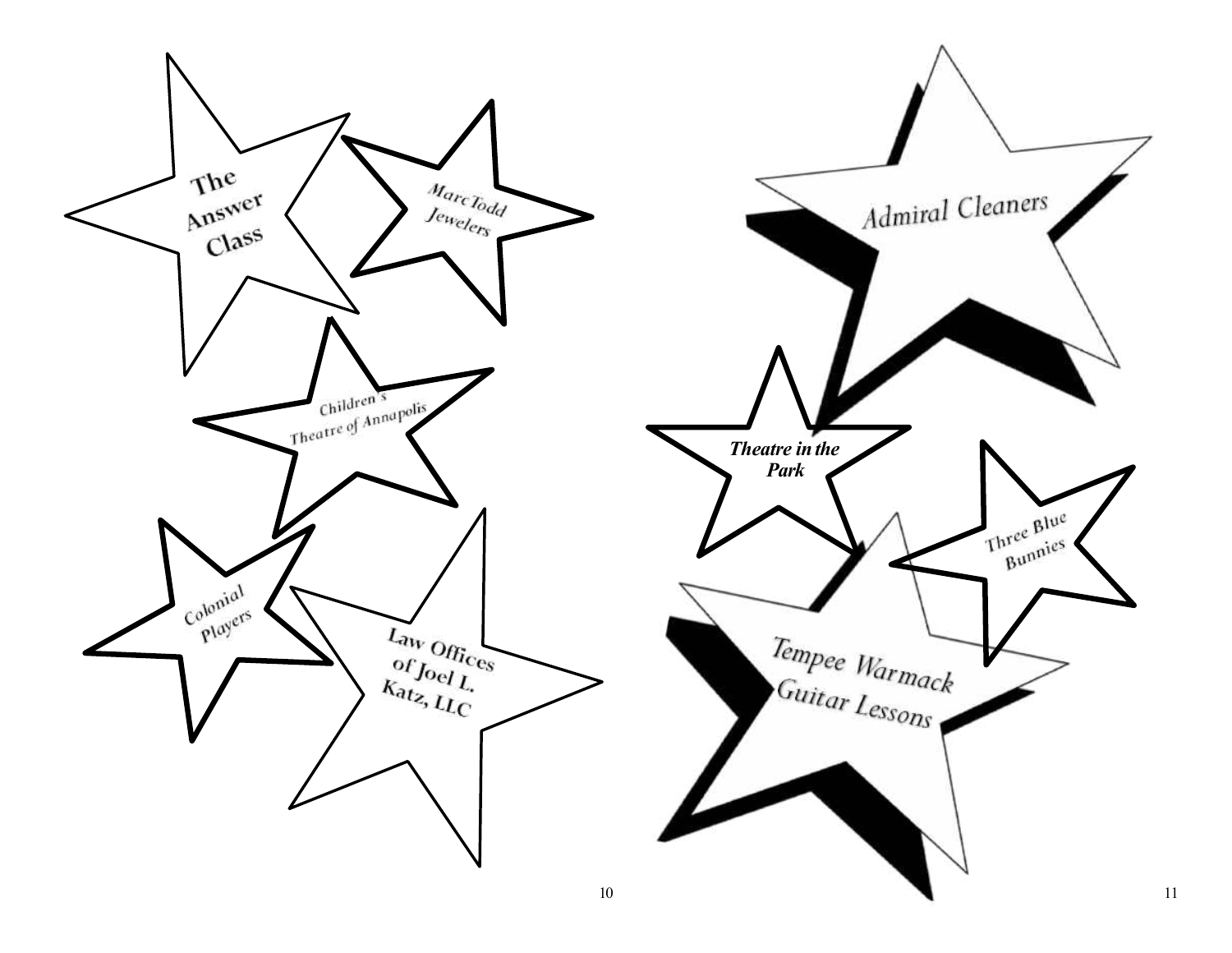The Answer Class

MarcTodd Jewelers

Children's Theatre of Annapolis

Colonial Players

Law Offices of Joel L. Katz, LLC

Admiral Cleaners

***Theatre in the Park***

Three Blue Bunnies

Tempee Warmack Guitar Lessons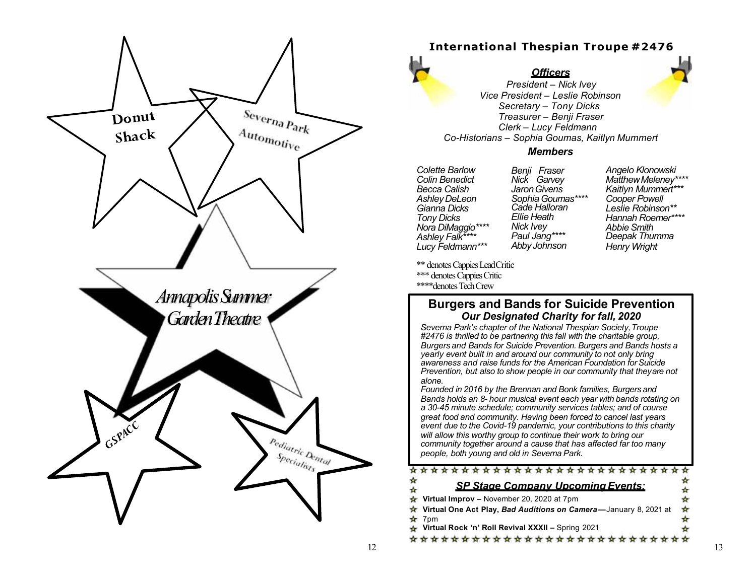Donut Shack

Severna Park Automotive

Annapolis Summer Garden Theatre

GSPACC

Pediatric Dental Specialists

## International Thespian Troupe #2476

### *Officers*

*President – Nick Ivey*
*Vice President – Leslie Robinson*
*Secretary – Tony Dicks*
*Treasurer – Benji Fraser*
*Clerk – Lucy Feldmann*
*Co-Historians – Sophia Goumas, Kaitlyn Mummert*

### *Members*

*Colette Barlow*
*Colin Benedict*
*Becca Calish*
*Ashley DeLeon*
*Gianna Dicks*
*Tony Dicks*
*Nora DiMaggio*\*\*\*\*
*Ashley Falk*\*\*\*\*
*Lucy Feldmann*\*\*\*
*Benji Fraser*
*Nick Garvey*
*Jaron Givens*
*Sophia Goumas*\*\*\*\*
*Cade Halloran*
*Ellie Heath*
*Nick Ivey*
*Paul Jang*\*\*\*\*
*Abby Johnson*
*Angelo Klonowski*
*Matthew Meleney*\*\*\*\*
*Kaitlyn Mummert*\*\*\*
*Cooper Powell*
*Leslie Robinson*\*\*
*Hannah Roemer*\*\*\*\*
*Abbie Smith*
*Deepak Thumma*
*Henry Wright*

\*\* denotes Cappies Lead Critic
\*\*\* denotes Cappies Critic
\*\*\*\*denotes Tech Crew

## Burgers and Bands for Suicide Prevention

### *Our Designated Charity for fall, 2020*

*Severna Park's chapter of the National Thespian Society, Troupe #2476 is thrilled to be partnering this fall with the charitable group, Burgers and Bands for Suicide Prevention. Burgers and Bands hosts a yearly event built in and around our community to not only bring awareness and raise funds for the American Foundation for Suicide Prevention, but also to show people in our community that they are not alone.*

*Founded in 2016 by the Brennan and Bonk families, Burgers and Bands holds an 8- hour musical event each year with bands rotating on a 30-45 minute schedule; community services tables; and of course great food and community. Having been forced to cancel last years event due to the Covid-19 pandemic, your contributions to this charity will allow this worthy group to continue their work to bring our community together around a cause that has affected far too many people, both young and old in Severna Park.*

### *SP Stage Company Upcoming Events:*

**Virtual Improv –** November 20, 2020 at 7pm
**Virtual One Act Play, *Bad Auditions on Camera*—**January 8, 2021 at 7pm
**Virtual Rock 'n' Roll Revival XXXII –** Spring 2021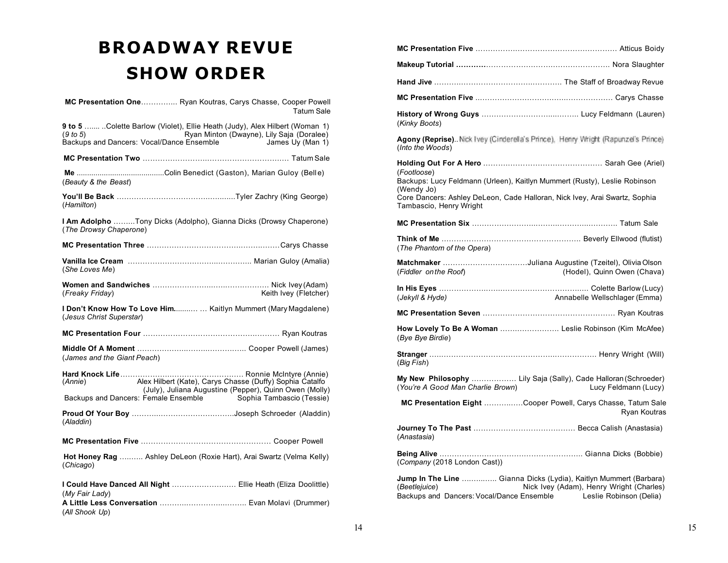# BROADWAY REVUE SHOW ORDER

**MC Presentation One**…………... Ryan Koutras, Carys Chasse, Cooper Powell, Tatum Sale

**9 to 5** ....... ..Colette Barlow (Violet), Ellie Heath (Judy), Alex Hilbert (Woman 1), Ryan Minton (Dwayne), Lily Saja (Doralee), James Uy (Man 1)
(*9 to 5*)
Backups and Dancers: Vocal/Dance Ensemble

**MC Presentation Two** ……………………..……………………….…. Tatum Sale

**Me** ..........................................Colin Benedict (Gaston), Marian Guloy (Belle)
(*Beauty & the Beast*)

**You'll Be Back** ………………………………….......Tyler Zachry (King George)
(*Hamilton*)

**I Am Adolpho** ………Tony Dicks (Adolpho), Gianna Dicks (Drowsy Chaperone)
(*The Drowsy Chaperone*)

**MC Presentation Three** ……………………………….…….………Carys Chasse

**Vanilla Ice Cream** …………………………….……….….. Marian Guloy (Amalia)
(*She Loves Me*)

**Women and Sandwiches** …………………….…..…………… Nick Ivey (Adam), Keith Ivey (Fletcher)
(*Freaky Friday*)

**I Don't Know How To Love Him**.......... … Kaitlyn Mummert (Mary Magdalene)
(*Jesus Christ Superstar*)

**MC Presentation Four** ………………………………….…….…… Ryan Koutras

**Middle Of A Moment** ……………….………..…………….. Cooper Powell (James)
(*James and the Giant Peach*)

**Hard Knock Life**……………..……………………………… Ronnie McIntyre (Annie), Alex Hilbert (Kate), Carys Chasse (Duffy) Sophia Catalfo (July), Juliana Augustine (Pepper), Quinn Owen (Molly), Sophia Tambascio (Tessie)
(*Annie*)
Backups and Dancers: Female Ensemble

**Proud Of Your Boy** ……….…………………………..Joseph Schroeder (Aladdin)
(*Aladdin*)

**MC Presentation Five** …………………………………………… Cooper Powell

**Hot Honey Rag** .......... Ashley DeLeon (Roxie Hart), Arai Swartz (Velma Kelly)
(*Chicago*)

**I Could Have Danced All Night** …………………….. Ellie Heath (Eliza Doolittle)
(*My Fair Lady*)

**A Little Less Conversation** ……….………….…….….. Evan Molavi (Drummer)
(*All Shook Up*)

**MC Presentation Five** …………………………………………. Atticus Boidy

**Makeup Tutorial** …………………………………………………. Nora Slaughter

**Hand Jive** ……………………………………………. The Staff of Broadway Revue

**MC Presentation Five** ………………………………………………… Carys Chasse

**History of Wrong Guys** ………………………..……….. Lucy Feldmann (Lauren)
(*Kinky Boots*)

**Agony (Reprise)**.. Nick Ivey (Cinderella's Prince), Henry Wright (Rapunzel's Prince)
(*Into the Woods*)

**Holding Out For A Hero** ………………………………………. Sarah Gee (Ariel)
(*Footloose*)
Backups: Lucy Feldmann (Urleen), Kaitlyn Mummert (Rusty), Leslie Robinson (Wendy Jo)
Core Dancers: Ashley DeLeon, Cade Halloran, Nick Ivey, Arai Swartz, Sophia Tambascio, Henry Wright

**MC Presentation Six** ………………………………………………. Tatum Sale

**Think of Me** ………………………………………………. Beverly Ellwood (flutist)
(*The Phantom of the Opera*)

**Matchmaker** ……………………………Juliana Augustine (Tzeitel), Olivia Olson (Hodel), Quinn Owen (Chava)
(*Fiddler on the Roof*)

**In His Eyes** ……………………………………………………. Colette Barlow (Lucy), Annabelle Wellschlager (Emma)
(*Jekyll & Hyde*)

**MC Presentation Seven** ……………………………………………. Ryan Koutras

**How Lovely To Be A Woman** ……………………. Leslie Robinson (Kim McAfee)
(*Bye Bye Birdie*)

**Stranger** ………………………………………………………. Henry Wright (Will)
(*Big Fish*)

**My New Philosophy** ……………… Lily Saja (Sally), Cade Halloran (Schroeder), Lucy Feldmann (Lucy)
(*You're A Good Man Charlie Brown*)

**MC Presentation Eight** ……………Cooper Powell, Carys Chasse, Tatum Sale, Ryan Koutras

**Journey To The Past** ………………………………… Becca Calish (Anastasia)
(*Anastasia*)

**Being Alive** ………………………………………………. Gianna Dicks (Bobbie)
(*Company* (2018 London Cast))

**Jump In The Line** …………. Gianna Dicks (Lydia), Kaitlyn Mummert (Barbara), Nick Ivey (Adam), Henry Wright (Charles), Leslie Robinson (Delia)
(*Beetlejuice*)
Backups and Dancers: Vocal/Dance Ensemble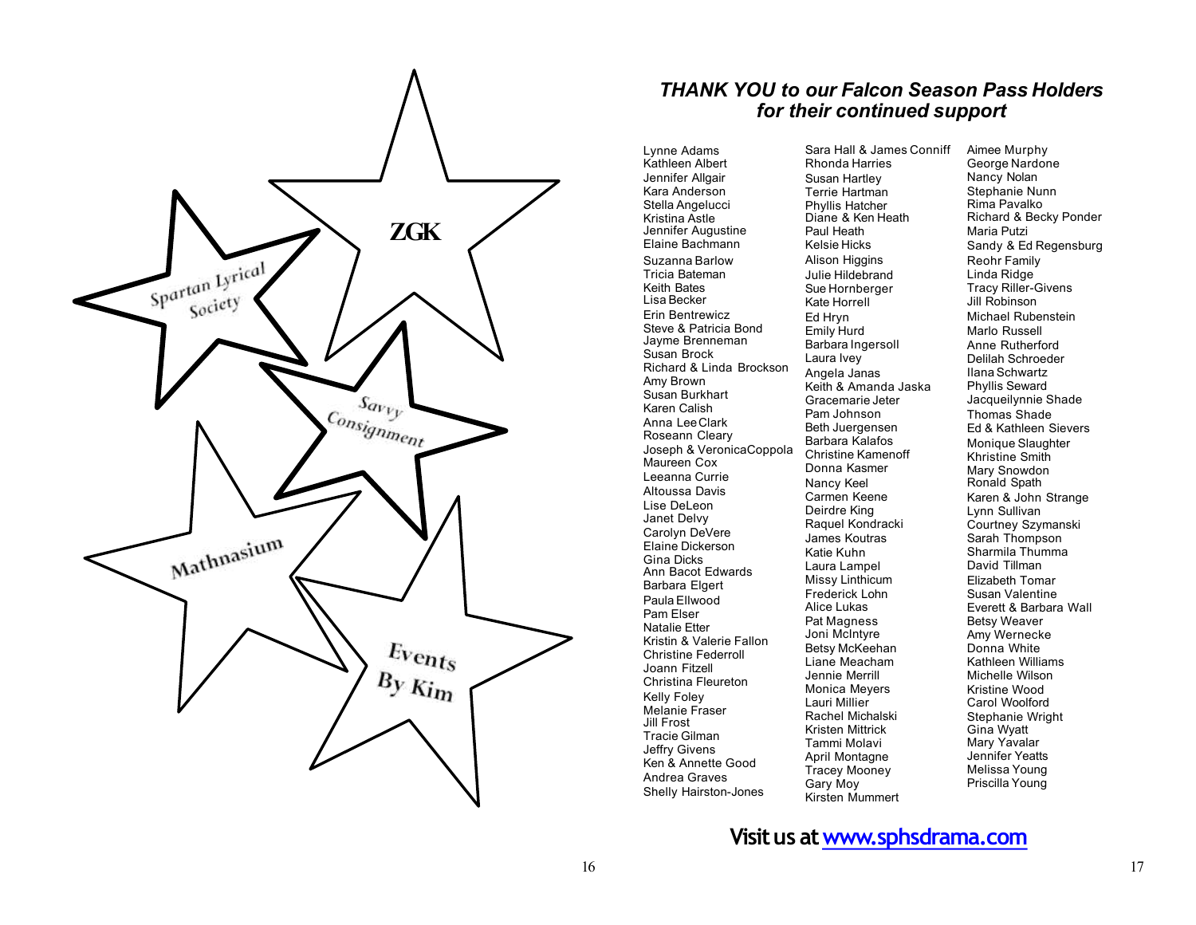ZGK

Spartan Lyrical Society

Savvy Consignment

Mathnasium

Events By Kim

### *THANK YOU to our Falcon Season Pass Holders for their continued support*

Lynne Adams
Kathleen Albert
Jennifer Allgair
Kara Anderson
Stella Angelucci
Kristina Astle
Jennifer Augustine
Elaine Bachmann
Suzanna Barlow
Tricia Bateman
Keith Bates
Lisa Becker
Erin Bentrewicz
Steve & Patricia Bond
Jayme Brenneman
Susan Brock
Richard & Linda Brockson
Amy Brown
Susan Burkhart
Karen Calish
Anna Lee Clark
Roseann Cleary
Joseph & Veronica Coppola
Maureen Cox
Leeanna Currie
Altoussa Davis
Lise DeLeon
Janet Delvy
Carolyn DeVere
Elaine Dickerson
Gina Dicks
Ann Bacot Edwards
Barbara Elgert
Paula Ellwood
Pam Elser
Natalie Etter
Kristin & Valerie Fallon
Christine Federroll
Joann Fitzell
Christina Fleureton
Kelly Foley
Melanie Fraser
Jill Frost
Tracie Gilman
Jeffry Givens
Ken & Annette Good
Andrea Graves
Shelly Hairston-Jones
Sara Hall & James Conniff
Rhonda Harries
Susan Hartley
Terrie Hartman
Phyllis Hatcher
Diane & Ken Heath
Paul Heath
Kelsie Hicks
Alison Higgins
Julie Hildebrand
Sue Hornberger
Kate Horrell
Ed Hryn
Emily Hurd
Barbara Ingersoll
Laura Ivey
Angela Janas
Keith & Amanda Jaska
Gracemarie Jeter
Pam Johnson
Beth Juergensen
Barbara Kalafos
Christine Kamenoff
Donna Kasmer
Nancy Keel
Carmen Keene
Deirdre King
Raquel Kondracki
James Koutras
Katie Kuhn
Laura Lampel
Missy Linthicum
Frederick Lohn
Alice Lukas
Pat Magness
Joni McIntyre
Betsy McKeehan
Liane Meacham
Jennie Merrill
Monica Meyers
Lauri Millier
Rachel Michalski
Kristen Mittrick
Tammi Molavi
April Montagne
Tracey Mooney
Gary Moy
Kirsten Mummert
Aimee Murphy
George Nardone
Nancy Nolan
Stephanie Nunn
Rima Pavalko
Richard & Becky Ponder
Maria Putzi
Sandy & Ed Regensburg
Reohr Family
Linda Ridge
Tracy Riller-Givens
Jill Robinson
Michael Rubenstein
Marlo Russell
Anne Rutherford
Delilah Schroeder
Ilana Schwartz
Phyllis Seward
Jacqueilynnie Shade
Thomas Shade
Ed & Kathleen Sievers
Monique Slaughter
Khristine Smith
Mary Snowdon
Ronald Spath
Karen & John Strange
Lynn Sullivan
Courtney Szymanski
Sarah Thompson
Sharmila Thumma
David Tillman
Elizabeth Tomar
Susan Valentine
Everett & Barbara Wall
Betsy Weaver
Amy Wernecke
Donna White
Kathleen Williams
Michelle Wilson
Kristine Wood
Carol Woolford
Stephanie Wright
Gina Wyatt
Mary Yavalar
Jennifer Yeatts
Melissa Young
Priscilla Young

**Visit us at [www.sphsdrama.com](http://www.sphsdrama.com)**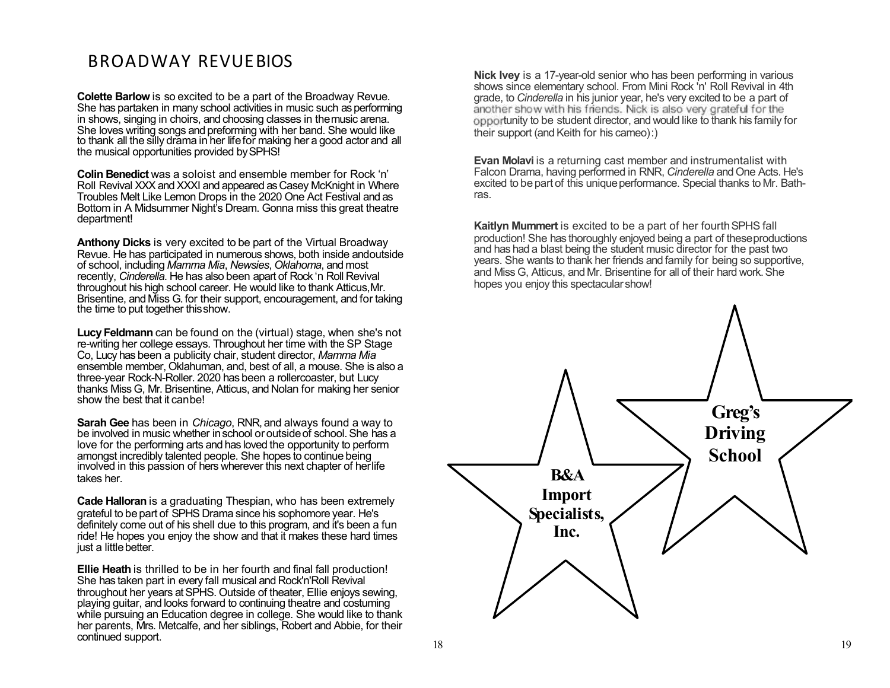## BROADWAY REVUE BIOS

**Colette Barlow** is so excited to be a part of the Broadway Revue. She has partaken in many school activities in music such as performing in shows, singing in choirs, and choosing classes in the music arena. She loves writing songs and preforming with her band. She would like to thank all the silly drama in her life for making her a good actor and all the musical opportunities provided by SPHS!

**Colin Benedict** was a soloist and ensemble member for Rock 'n' Roll Revival XXX and XXXI and appeared as Casey McKnight in Where Troubles Melt Like Lemon Drops in the 2020 One Act Festival and as Bottom in A Midsummer Night's Dream. Gonna miss this great theatre department!

**Anthony Dicks** is very excited to be part of the Virtual Broadway Revue. He has participated in numerous shows, both inside andoutside of school, including *Mamma Mia*, *Newsies*, *Oklahoma*, and most recently, *Cinderella*. He has also been apart of Rock 'n Roll Revival throughout his high school career. He would like to thank Atticus, Mr. Brisentine, and Miss G. for their support, encouragement, and for taking the time to put together this show.

**Lucy Feldmann** can be found on the (virtual) stage, when she's not re-writing her college essays. Throughout her time with the SP Stage Co, Lucy has been a publicity chair, student director, *Mamma Mia* ensemble member, Oklahuman, and, best of all, a mouse. She is also a three-year Rock-N-Roller. 2020 has been a rollercoaster, but Lucy thanks Miss G, Mr. Brisentine, Atticus, and Nolan for making her senior show the best that it can be!

**Sarah Gee** has been in *Chicago*, RNR, and always found a way to be involved in music whether in school or outside of school. She has a love for the performing arts and has loved the opportunity to perform amongst incredibly talented people. She hopes to continue being involved in this passion of hers wherever this next chapter of her life takes her.

**Cade Halloran** is a graduating Thespian, who has been extremely grateful to be part of SPHS Drama since his sophomore year. He's definitely come out of his shell due to this program, and it's been a fun ride! He hopes you enjoy the show and that it makes these hard times just a little better.

**Ellie Heath** is thrilled to be in her fourth and final fall production! She has taken part in every fall musical and Rock'n'Roll Revival throughout her years at SPHS. Outside of theater, Ellie enjoys sewing, playing guitar, and looks forward to continuing theatre and costuming while pursuing an Education degree in college. She would like to thank her parents, Mrs. Metcalfe, and her siblings, Robert and Abbie, for their continued support.

**Nick Ivey** is a 17-year-old senior who has been performing in various shows since elementary school. From Mini Rock 'n' Roll Revival in 4th grade, to *Cinderella* in his junior year, he's very excited to be a part of another show with his friends. Nick is also very grateful for the opportunity to be student director, and would like to thank his family for their support (and Keith for his cameo) :)

**Evan Molavi** is a returning cast member and instrumentalist with Falcon Drama, having performed in RNR, *Cinderella* and One Acts. He's excited to be part of this unique performance. Special thanks to Mr. Bathras.

**Kaitlyn Mummert** is excited to be a part of her fourth SPHS fall production! She has thoroughly enjoyed being a part of these productions and has had a blast being the student music director for the past two years. She wants to thank her friends and family for being so supportive, and Miss G, Atticus, and Mr. Brisentine for all of their hard work. She hopes you enjoy this spectacular show!

**B&A Import Specialists, Inc.**

**Greg's Driving School**